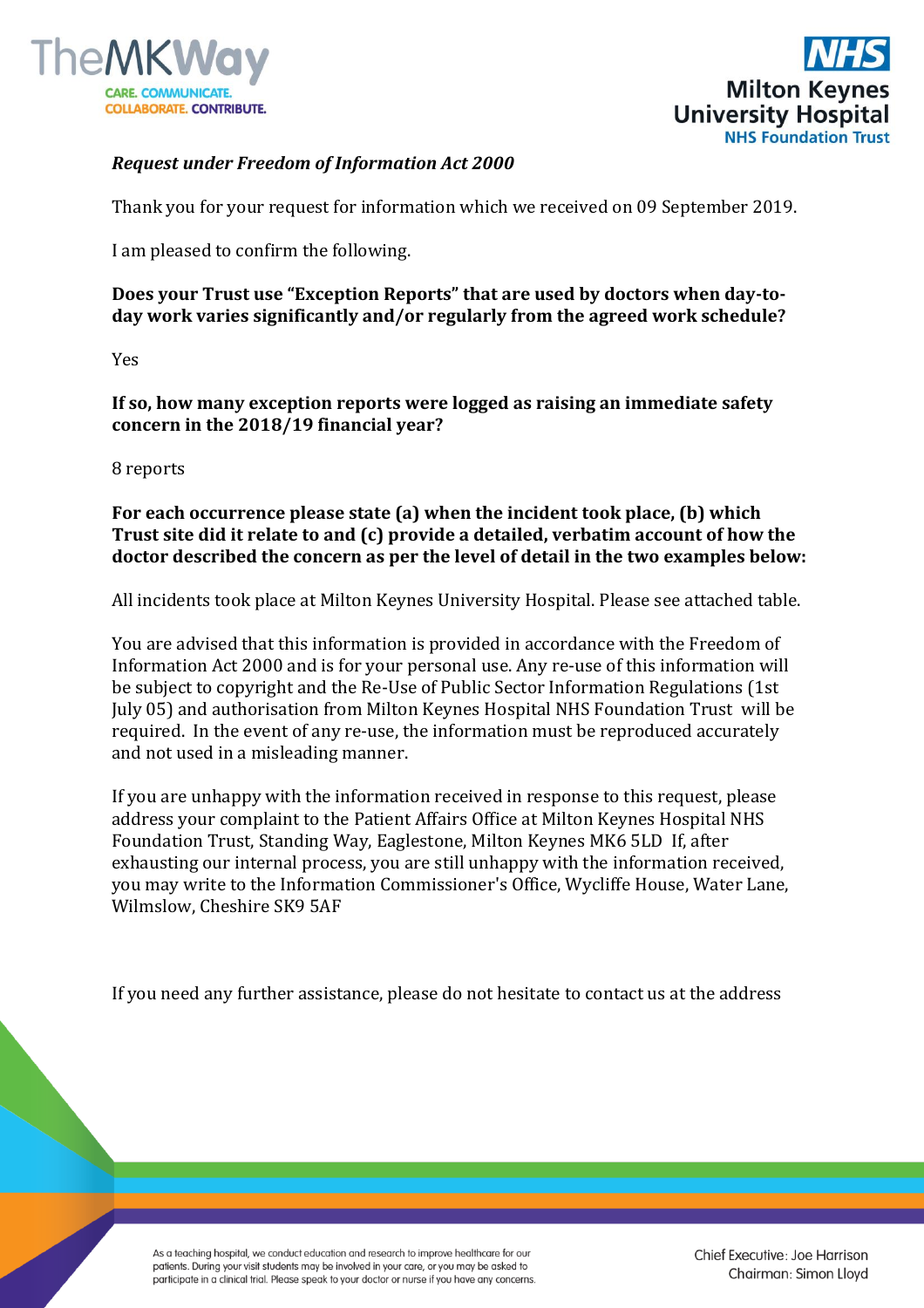***Request under Freedom of Information Act 2000***

Thank you for your request for information which we received on 09 September 2019.

I am pleased to confirm the following.

**Does your Trust use "Exception Reports" that are used by doctors when day-to-day work varies significantly and/or regularly from the agreed work schedule?**

Yes

**If so, how many exception reports were logged as raising an immediate safety concern in the 2018/19 financial year?**

8 reports

**For each occurrence please state (a) when the incident took place, (b) which Trust site did it relate to and (c) provide a detailed, verbatim account of how the doctor described the concern as per the level of detail in the two examples below:**

All incidents took place at Milton Keynes University Hospital. Please see attached table.

You are advised that this information is provided in accordance with the Freedom of Information Act 2000 and is for your personal use. Any re-use of this information will be subject to copyright and the Re-Use of Public Sector Information Regulations (1st July 05) and authorisation from Milton Keynes Hospital NHS Foundation Trust will be required. In the event of any re-use, the information must be reproduced accurately and not used in a misleading manner.

If you are unhappy with the information received in response to this request, please address your complaint to the Patient Affairs Office at Milton Keynes Hospital NHS Foundation Trust, Standing Way, Eaglestone, Milton Keynes MK6 5LD If, after exhausting our internal process, you are still unhappy with the information received, you may write to the Information Commissioner's Office, Wycliffe House, Water Lane, Wilmslow, Cheshire SK9 5AF

If you need any further assistance, please do not hesitate to contact us at the address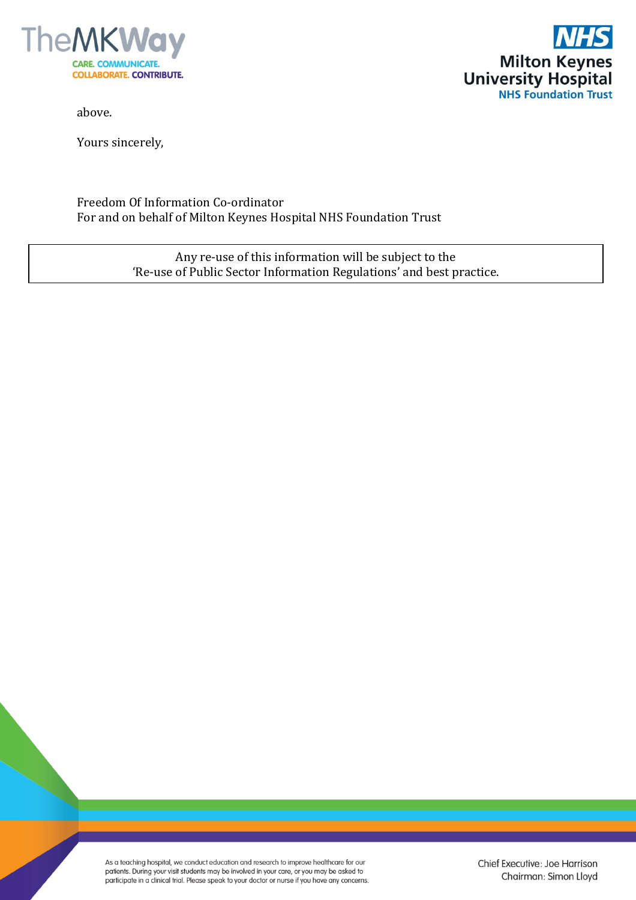above.

Yours sincerely,

Freedom Of Information Co-ordinator
For and on behalf of Milton Keynes Hospital NHS Foundation Trust

Any re-use of this information will be subject to the
'Re-use of Public Sector Information Regulations' and best practice.